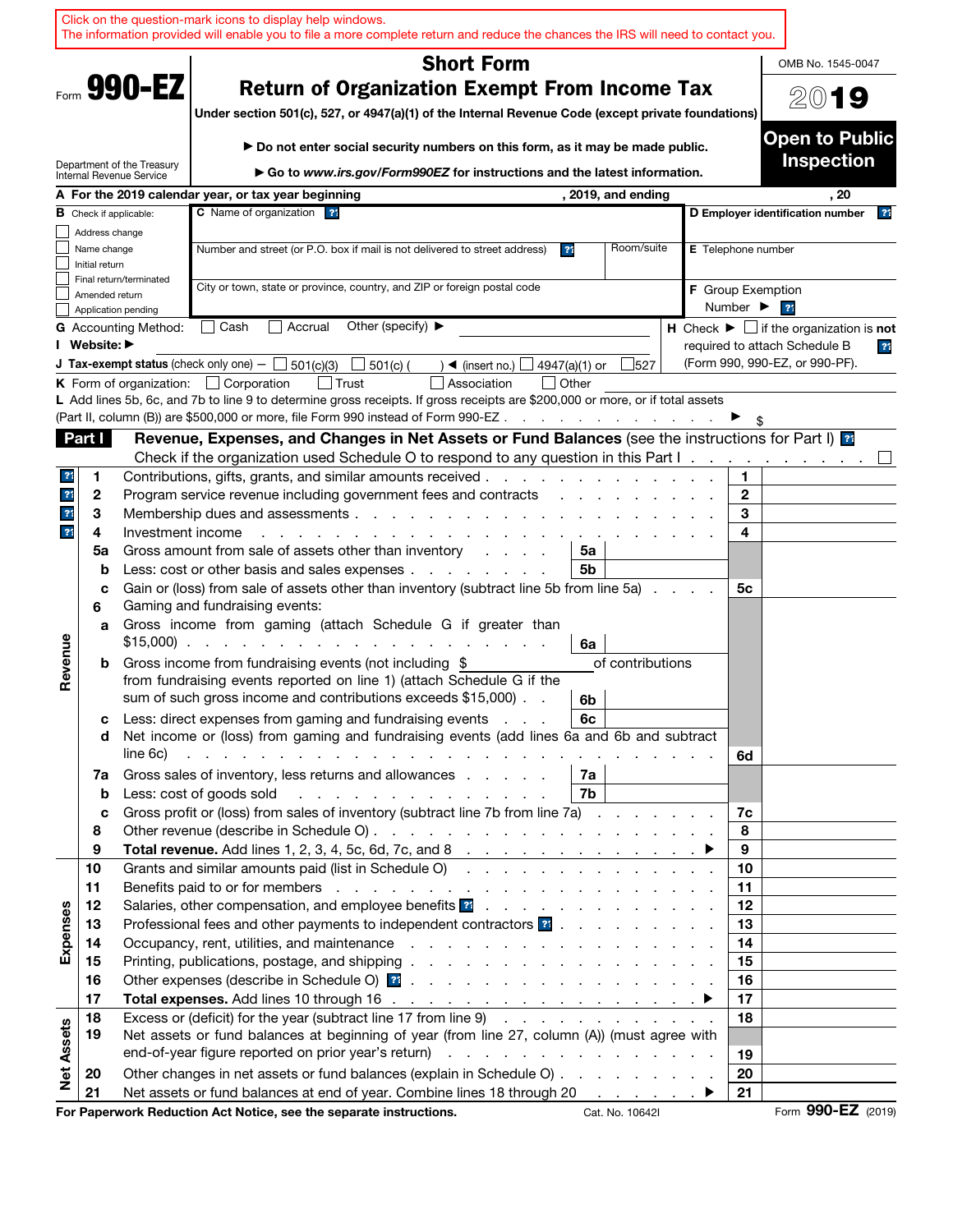Click on the question-mark icons to display help windows.
The information provided will enable you to file a more complete return and reduce the chances the IRS will need to contact you.

Form **990-EZ**

Department of the Treasury
Internal Revenue Service

# Short Form
# Return of Organization Exempt From Income Tax

**Under section 501(c), 527, or 4947(a)(1) of the Internal Revenue Code (except private foundations)**

▶ **Do not enter social security numbers on this form, as it may be made public.**

▶ **Go to *www.irs.gov/Form990EZ* for instructions and the latest information.**

OMB No. 1545-0047

**2019**

**Open to Public Inspection**

**A For the 2019 calendar year, or tax year beginning** , 2019, and ending , 20

**B** Check if applicable:
- ☐ Address change
- ☐ Name change
- ☐ Initial return
- ☐ Final return/terminated
- ☐ Amended return
- ☐ Application pending

**C** Name of organization

Number and street (or P.O. box if mail is not delivered to street address) | Room/suite

City or town, state or province, country, and ZIP or foreign postal code

**D Employer identification number**

**E** Telephone number

**F** Group Exemption Number ▶

**G** Accounting Method: ☐ Cash ☐ Accrual Other (specify) ▶

**H** Check ▶ ☐ if the organization is **not** required to attach Schedule B (Form 990, 990-EZ, or 990-PF).

**I Website:** ▶

**J Tax-exempt status** (check only one) — ☐ 501(c)(3) ☐ 501(c) ( ) ◀ (insert no.) ☐ 4947(a)(1) or ☐ 527

**K** Form of organization: ☐ Corporation ☐ Trust ☐ Association ☐ Other

**L** Add lines 5b, 6c, and 7b to line 9 to determine gross receipts. If gross receipts are $200,000 or more, or if total assets (Part II, column (B)) are $500,000 or more, file Form 990 instead of Form 990-EZ . . . . . . . . . . . . . . ▶ $

## Part I — Revenue, Expenses, and Changes in Net Assets or Fund Balances (see the instructions for Part I)

Check if the organization used Schedule O to respond to any question in this Part I . . . . . . . . ☐

| Section | Line | Description | Sub-line | Sub-amount | Line | Amount |
|---|---|---|---|---|---|---|
| Revenue | 1 | Contributions, gifts, grants, and similar amounts received | | | 1 | |
| | 2 | Program service revenue including government fees and contracts | | | 2 | |
| | 3 | Membership dues and assessments | | | 3 | |
| | 4 | Investment income | | | 4 | |
| | 5a | Gross amount from sale of assets other than inventory | 5a | | | |
| | b | Less: cost or other basis and sales expenses | 5b | | | |
| | c | Gain or (loss) from sale of assets other than inventory (subtract line 5b from line 5a) | | | 5c | |
| | 6 | Gaming and fundraising events: | | | | |
| | a | Gross income from gaming (attach Schedule G if greater than $15,000) | 6a | | | |
| | b | Gross income from fundraising events (not including $ ______ of contributions from fundraising events reported on line 1) (attach Schedule G if the sum of such gross income and contributions exceeds $15,000) | 6b | | | |
| | c | Less: direct expenses from gaming and fundraising events | 6c | | | |
| | d | Net income or (loss) from gaming and fundraising events (add lines 6a and 6b and subtract line 6c) | | | 6d | |
| | 7a | Gross sales of inventory, less returns and allowances | 7a | | | |
| | b | Less: cost of goods sold | 7b | | | |
| | c | Gross profit or (loss) from sales of inventory (subtract line 7b from line 7a) | | | 7c | |
| | 8 | Other revenue (describe in Schedule O) | | | 8 | |
| | 9 | **Total revenue.** Add lines 1, 2, 3, 4, 5c, 6d, 7c, and 8 ▶ | | | 9 | |
| Expenses | 10 | Grants and similar amounts paid (list in Schedule O) | | | 10 | |
| | 11 | Benefits paid to or for members | | | 11 | |
| | 12 | Salaries, other compensation, and employee benefits | | | 12 | |
| | 13 | Professional fees and other payments to independent contractors | | | 13 | |
| | 14 | Occupancy, rent, utilities, and maintenance | | | 14 | |
| | 15 | Printing, publications, postage, and shipping | | | 15 | |
| | 16 | Other expenses (describe in Schedule O) | | | 16 | |
| | 17 | **Total expenses.** Add lines 10 through 16 ▶ | | | 17 | |
| Net Assets | 18 | Excess or (deficit) for the year (subtract line 17 from line 9) | | | 18 | |
| | 19 | Net assets or fund balances at beginning of year (from line 27, column (A)) (must agree with end-of-year figure reported on prior year's return) | | | 19 | |
| | 20 | Other changes in net assets or fund balances (explain in Schedule O) | | | 20 | |
| | 21 | Net assets or fund balances at end of year. Combine lines 18 through 20 ▶ | | | 21 | |

**For Paperwork Reduction Act Notice, see the separate instructions.** Cat. No. 10642I Form **990-EZ** (2019)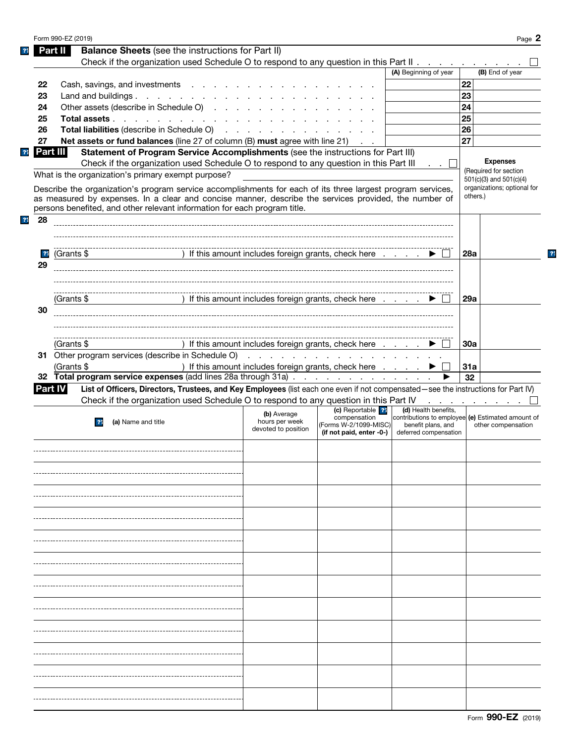## Part II Balance Sheets (see the instructions for Part II)

Check if the organization used Schedule O to respond to any question in this Part II . . . . . . . . . . ☐

| | | (A) Beginning of year | | (B) End of year |
|---|---|---|---|---|
| 22 | Cash, savings, and investments | | 22 | |
| 23 | Land and buildings | | 23 | |
| 24 | Other assets (describe in Schedule O) | | 24 | |
| 25 | **Total assets** | | 25 | |
| 26 | **Total liabilities** (describe in Schedule O) | | 26 | |
| 27 | **Net assets or fund balances** (line 27 of column (B) **must** agree with line 21) | | 27 | |

## Part III Statement of Program Service Accomplishments (see the instructions for Part III)

Check if the organization used Schedule O to respond to any question in this Part III . . ☐

What is the organization's primary exempt purpose?

Describe the organization's program service accomplishments for each of its three largest program services, as measured by expenses. In a clear and concise manner, describe the services provided, the number of persons benefited, and other relevant information for each program title.

| | | | Expenses (Required for section 501(c)(3) and 501(c)(4) organizations; optional for others.) |
|---|---|---|---|
| 28 | (Grants $ ) If this amount includes foreign grants, check here . . . . ▶ ☐ | 28a | |
| 29 | (Grants $ ) If this amount includes foreign grants, check here . . . . ▶ ☐ | 29a | |
| 30 | (Grants $ ) If this amount includes foreign grants, check here . . . . ▶ ☐ | 30a | |
| 31 | Other program services (describe in Schedule O) (Grants $ ) If this amount includes foreign grants, check here . . . . ▶ ☐ | 31a | |
| 32 | **Total program service expenses** (add lines 28a through 31a) . . . ▶ | 32 | |

## Part IV List of Officers, Directors, Trustees, and Key Employees (list each one even if not compensated—see the instructions for Part IV)

Check if the organization used Schedule O to respond to any question in this Part IV . . . . . . . . ☐

| (a) Name and title | (b) Average hours per week devoted to position | (c) Reportable compensation (Forms W-2/1099-MISC) (if not paid, enter -0-) | (d) Health benefits, contributions to employee benefit plans, and deferred compensation | (e) Estimated amount of other compensation |
|---|---|---|---|---|
| | | | | |
| | | | | |
| | | | | |
| | | | | |
| | | | | |
| | | | | |
| | | | | |
| | | | | |
| | | | | |
| | | | | |
| | | | | |
| | | | | |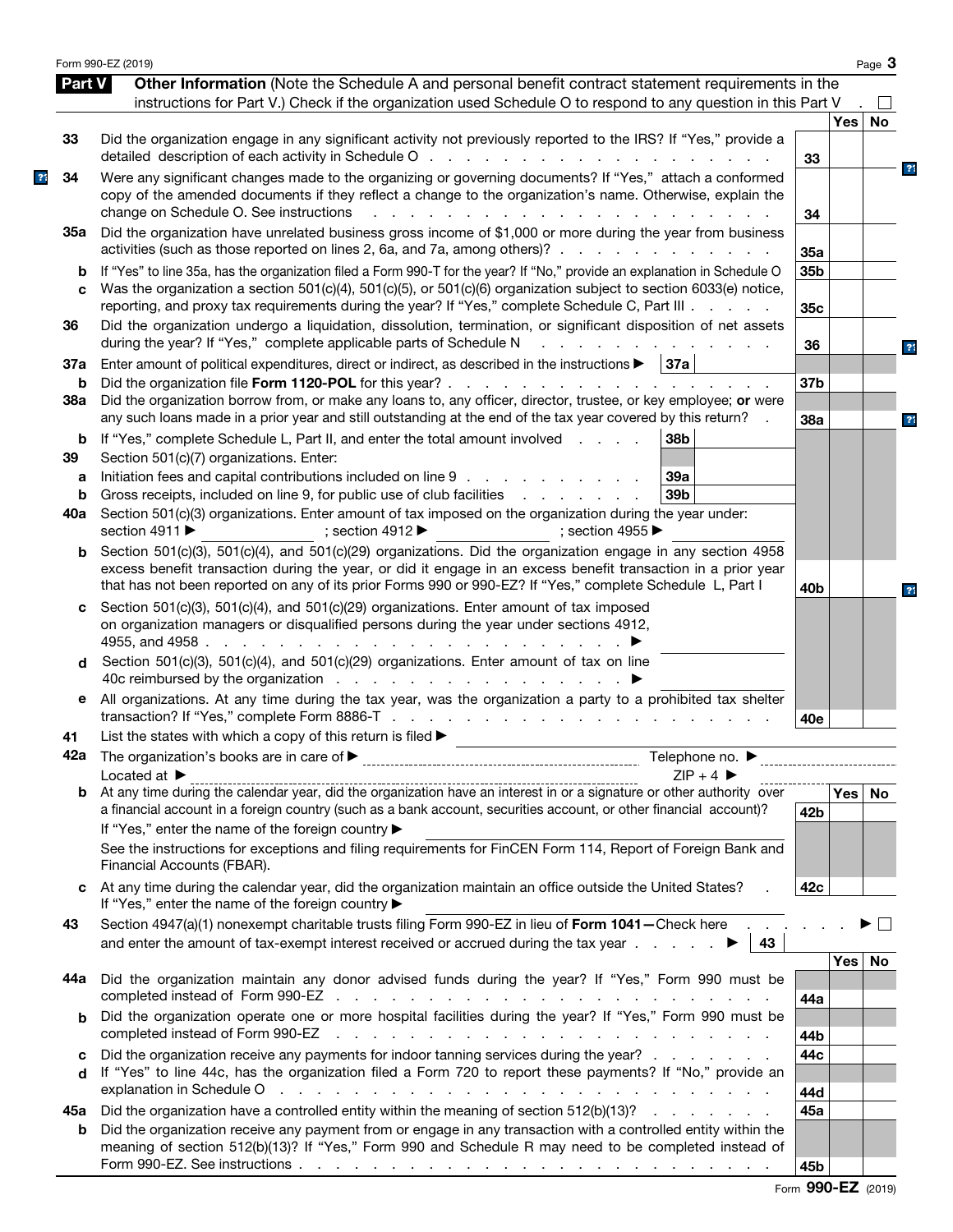Form 990-EZ (2019)

## Part V Other Information

(Note the Schedule A and personal benefit contract statement requirements in the instructions for Part V.) Check if the organization used Schedule O to respond to any question in this Part V . ☐

| | | | Yes | No |
|---|---|---|---|---|
| 33 | Did the organization engage in any significant activity not previously reported to the IRS? If "Yes," provide a detailed description of each activity in Schedule O | 33 | | |
| 34 | Were any significant changes made to the organizing or governing documents? If "Yes," attach a conformed copy of the amended documents if they reflect a change to the organization's name. Otherwise, explain the change on Schedule O. See instructions | 34 | | |
| 35a | Did the organization have unrelated business gross income of $1,000 or more during the year from business activities (such as those reported on lines 2, 6a, and 7a, among others)? | 35a | | |
| b | If "Yes" to line 35a, has the organization filed a Form 990-T for the year? If "No," provide an explanation in Schedule O | 35b | | |
| c | Was the organization a section 501(c)(4), 501(c)(5), or 501(c)(6) organization subject to section 6033(e) notice, reporting, and proxy tax requirements during the year? If "Yes," complete Schedule C, Part III | 35c | | |
| 36 | Did the organization undergo a liquidation, dissolution, termination, or significant disposition of net assets during the year? If "Yes," complete applicable parts of Schedule N | 36 | | |
| 37a | Enter amount of political expenditures, direct or indirect, as described in the instructions ► 37a | | | |
| b | Did the organization file **Form 1120-POL** for this year? | 37b | | |
| 38a | Did the organization borrow from, or make any loans to, any officer, director, trustee, or key employee; **or** were any such loans made in a prior year and still outstanding at the end of the tax year covered by this return? | 38a | | |
| b | If "Yes," complete Schedule L, Part II, and enter the total amount involved 38b | | | |
| 39 | Section 501(c)(7) organizations. Enter: | | | |
| a | Initiation fees and capital contributions included on line 9 39a | | | |
| b | Gross receipts, included on line 9, for public use of club facilities 39b | | | |
| 40a | Section 501(c)(3) organizations. Enter amount of tax imposed on the organization during the year under: section 4911 ► ; section 4912 ► ; section 4955 ► | | | |
| b | Section 501(c)(3), 501(c)(4), and 501(c)(29) organizations. Did the organization engage in any section 4958 excess benefit transaction during the year, or did it engage in an excess benefit transaction in a prior year that has not been reported on any of its prior Forms 990 or 990-EZ? If "Yes," complete Schedule L, Part I | 40b | | |
| c | Section 501(c)(3), 501(c)(4), and 501(c)(29) organizations. Enter amount of tax imposed on organization managers or disqualified persons during the year under sections 4912, 4955, and 4958 ► | | | |
| d | Section 501(c)(3), 501(c)(4), and 501(c)(29) organizations. Enter amount of tax on line 40c reimbursed by the organization ► | | | |
| e | All organizations. At any time during the tax year, was the organization a party to a prohibited tax shelter transaction? If "Yes," complete Form 8886-T | 40e | | |

41 List the states with which a copy of this return is filed ►

42a The organization's books are in care of ► Telephone no. ►

Located at ► ZIP + 4 ►

| | | | Yes | No |
|---|---|---|---|---|
| b | At any time during the calendar year, did the organization have an interest in or a signature or other authority over a financial account in a foreign country (such as a bank account, securities account, or other financial account)? If "Yes," enter the name of the foreign country ► See the instructions for exceptions and filing requirements for FinCEN Form 114, Report of Foreign Bank and Financial Accounts (FBAR). | 42b | | |
| c | At any time during the calendar year, did the organization maintain an office outside the United States? If "Yes," enter the name of the foreign country ► | 42c | | |

43 Section 4947(a)(1) nonexempt charitable trusts filing Form 990-EZ in lieu of **Form 1041—**Check here ► ☐ and enter the amount of tax-exempt interest received or accrued during the tax year ► 43

| | | | Yes | No |
|---|---|---|---|---|
| 44a | Did the organization maintain any donor advised funds during the year? If "Yes," Form 990 must be completed instead of Form 990-EZ | 44a | | |
| b | Did the organization operate one or more hospital facilities during the year? If "Yes," Form 990 must be completed instead of Form 990-EZ | 44b | | |
| c | Did the organization receive any payments for indoor tanning services during the year? | 44c | | |
| d | If "Yes" to line 44c, has the organization filed a Form 720 to report these payments? If "No," provide an explanation in Schedule O | 44d | | |
| 45a | Did the organization have a controlled entity within the meaning of section 512(b)(13)? | 45a | | |
| b | Did the organization receive any payment from or engage in any transaction with a controlled entity within the meaning of section 512(b)(13)? If "Yes," Form 990 and Schedule R may need to be completed instead of Form 990-EZ. See instructions | 45b | | |

Form **990-EZ** (2019)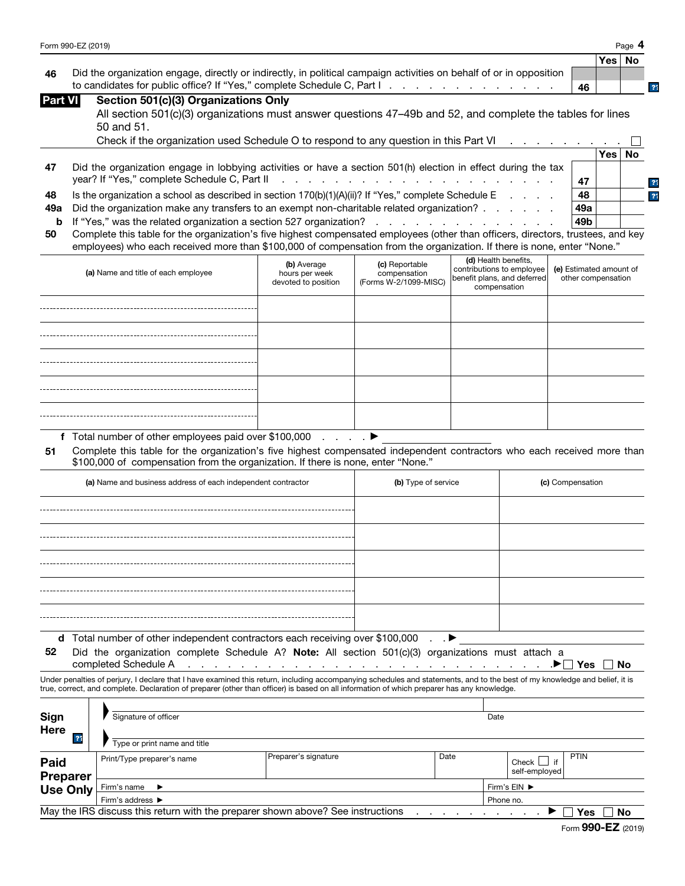| | | | Yes | No |
|---|---|---|---|---|
| 46 | Did the organization engage, directly or indirectly, in political campaign activities on behalf of or in opposition to candidates for public office? If "Yes," complete Schedule C, Part I | 46 | | |

## Part VI Section 501(c)(3) Organizations Only

All section 501(c)(3) organizations must answer questions 47–49b and 52, and complete the tables for lines 50 and 51.

Check if the organization used Schedule O to respond to any question in this Part VI ☐

| | | | Yes | No |
|---|---|---|---|---|
| 47 | Did the organization engage in lobbying activities or have a section 501(h) election in effect during the tax year? If "Yes," complete Schedule C, Part II | 47 | | |
| 48 | Is the organization a school as described in section 170(b)(1)(A)(ii)? If "Yes," complete Schedule E | 48 | | |
| 49a | Did the organization make any transfers to an exempt non-charitable related organization? | 49a | | |
| b | If "Yes," was the related organization a section 527 organization? | 49b | | |

**50** Complete this table for the organization's five highest compensated employees (other than officers, directors, trustees, and key employees) who each received more than $100,000 of compensation from the organization. If there is none, enter "None."

| (a) Name and title of each employee | (b) Average hours per week devoted to position | (c) Reportable compensation (Forms W-2/1099-MISC) | (d) Health benefits, contributions to employee benefit plans, and deferred compensation | (e) Estimated amount of other compensation |
|---|---|---|---|---|
| | | | | |
| | | | | |
| | | | | |
| | | | | |
| | | | | |

**f** Total number of other employees paid over $100,000 ▶

**51** Complete this table for the organization's five highest compensated independent contractors who each received more than $100,000 of compensation from the organization. If there is none, enter "None."

| (a) Name and business address of each independent contractor | (b) Type of service | (c) Compensation |
|---|---|---|
| | | |
| | | |
| | | |
| | | |
| | | |

**d** Total number of other independent contractors each receiving over $100,000 ▶

**52** Did the organization complete Schedule A? **Note:** All section 501(c)(3) organizations must attach a completed Schedule A ▶ ☐ Yes ☐ No

Under penalties of perjury, I declare that I have examined this return, including accompanying schedules and statements, and to the best of my knowledge and belief, it is true, correct, and complete. Declaration of preparer (other than officer) is based on all information of which preparer has any knowledge.

**Sign Here**

Signature of officer | Date

Type or print name and title

**Paid Preparer Use Only**

| Print/Type preparer's name | Preparer's signature | Date | Check ☐ if self-employed | PTIN |
|---|---|---|---|---|
| Firm's name ▶ | | | Firm's EIN ▶ | |
| Firm's address ▶ | | | Phone no. | |

May the IRS discuss this return with the preparer shown above? See instructions ▶ ☐ Yes ☐ No

Form **990-EZ** (2019)